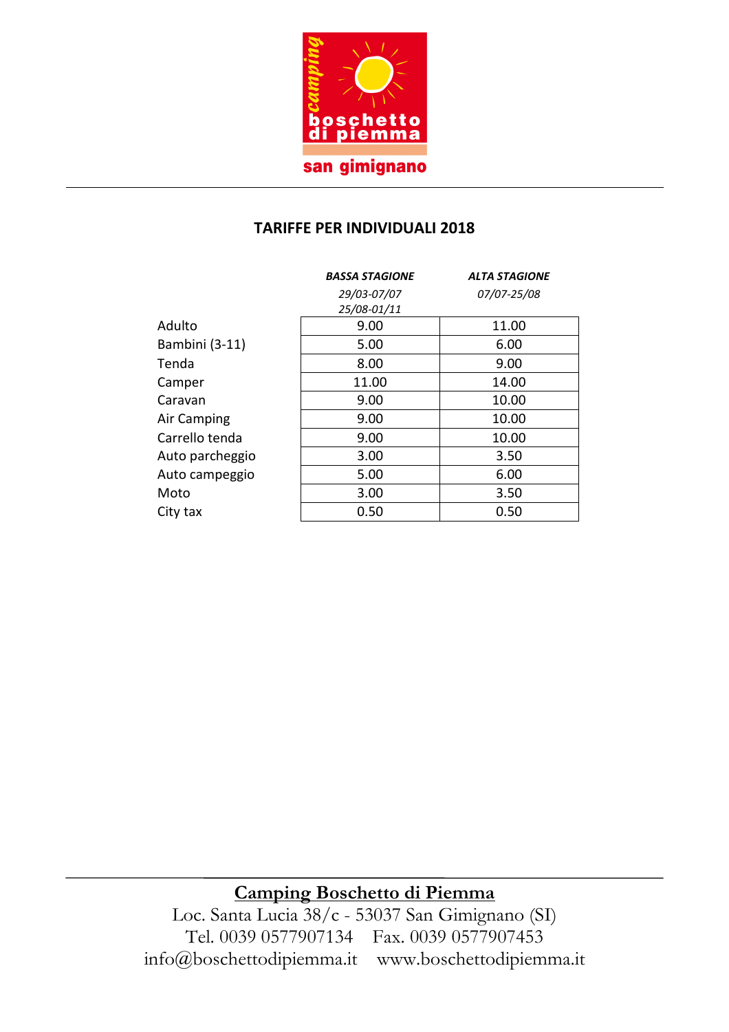camping boschetto di piemma san gimignano

## TARIFFE PER INDIVIDUALI 2018

| | ***BASSA STAGIONE*** *29/03-07/07 25/08-01/11* | ***ALTA STAGIONE*** *07/07-25/08* |
|---|---|---|
| Adulto | 9.00 | 11.00 |
| Bambini (3-11) | 5.00 | 6.00 |
| Tenda | 8.00 | 9.00 |
| Camper | 11.00 | 14.00 |
| Caravan | 9.00 | 10.00 |
| Air Camping | 9.00 | 10.00 |
| Carrello tenda | 9.00 | 10.00 |
| Auto parcheggio | 3.00 | 3.50 |
| Auto campeggio | 5.00 | 6.00 |
| Moto | 3.00 | 3.50 |
| City tax | 0.50 | 0.50 |

**Camping Boschetto di Piemma**
Loc. Santa Lucia 38/c - 53037 San Gimignano (SI)
Tel. 0039 0577907134 Fax. 0039 0577907453
info@boschettodipiemma.it www.boschettodipiemma.it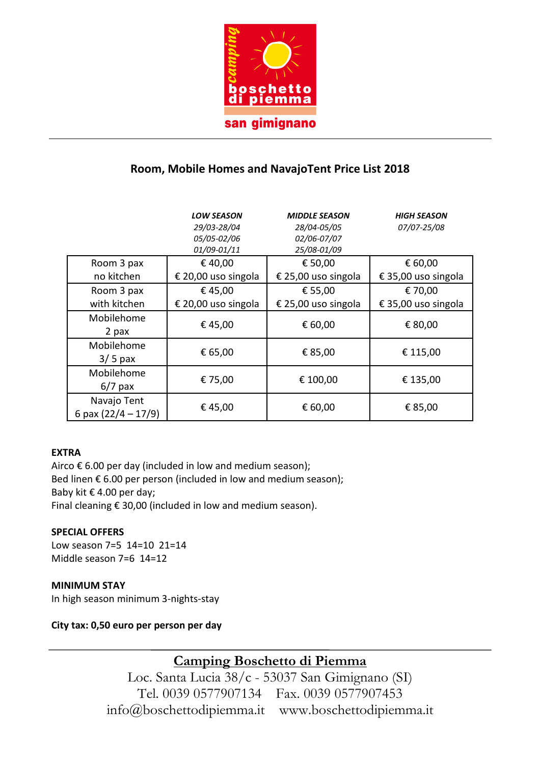camping boschetto di piemma san gimignano

## Room, Mobile Homes and NavajoTent Price List 2018

| | *LOW SEASON* 29/03-28/04 05/05-02/06 01/09-01/11 | *MIDDLE SEASON* 28/04-05/05 02/06-07/07 25/08-01/09 | *HIGH SEASON* 07/07-25/08 |
|---|---|---|---|
| Room 3 pax no kitchen | € 40,00 € 20,00 uso singola | € 50,00 € 25,00 uso singola | € 60,00 € 35,00 uso singola |
| Room 3 pax with kitchen | € 45,00 € 20,00 uso singola | € 55,00 € 25,00 uso singola | € 70,00 € 35,00 uso singola |
| Mobilehome 2 pax | € 45,00 | € 60,00 | € 80,00 |
| Mobilehome 3/ 5 pax | € 65,00 | € 85,00 | € 115,00 |
| Mobilehome 6/7 pax | € 75,00 | € 100,00 | € 135,00 |
| Navajo Tent 6 pax (22/4 – 17/9) | € 45,00 | € 60,00 | € 85,00 |

**EXTRA**

Airco € 6.00 per day (included in low and medium season);
Bed linen € 6.00 per person (included in low and medium season);
Baby kit € 4.00 per day;
Final cleaning € 30,00 (included in low and medium season).

**SPECIAL OFFERS**

Low season 7=5 14=10 21=14
Middle season 7=6 14=12

**MINIMUM STAY**

In high season minimum 3-nights-stay

**City tax: 0,50 euro per person per day**

**Camping Boschetto di Piemma**
Loc. Santa Lucia 38/c - 53037 San Gimignano (SI)
Tel. 0039 0577907134 Fax. 0039 0577907453
info@boschettodipiemma.it www.boschettodipiemma.it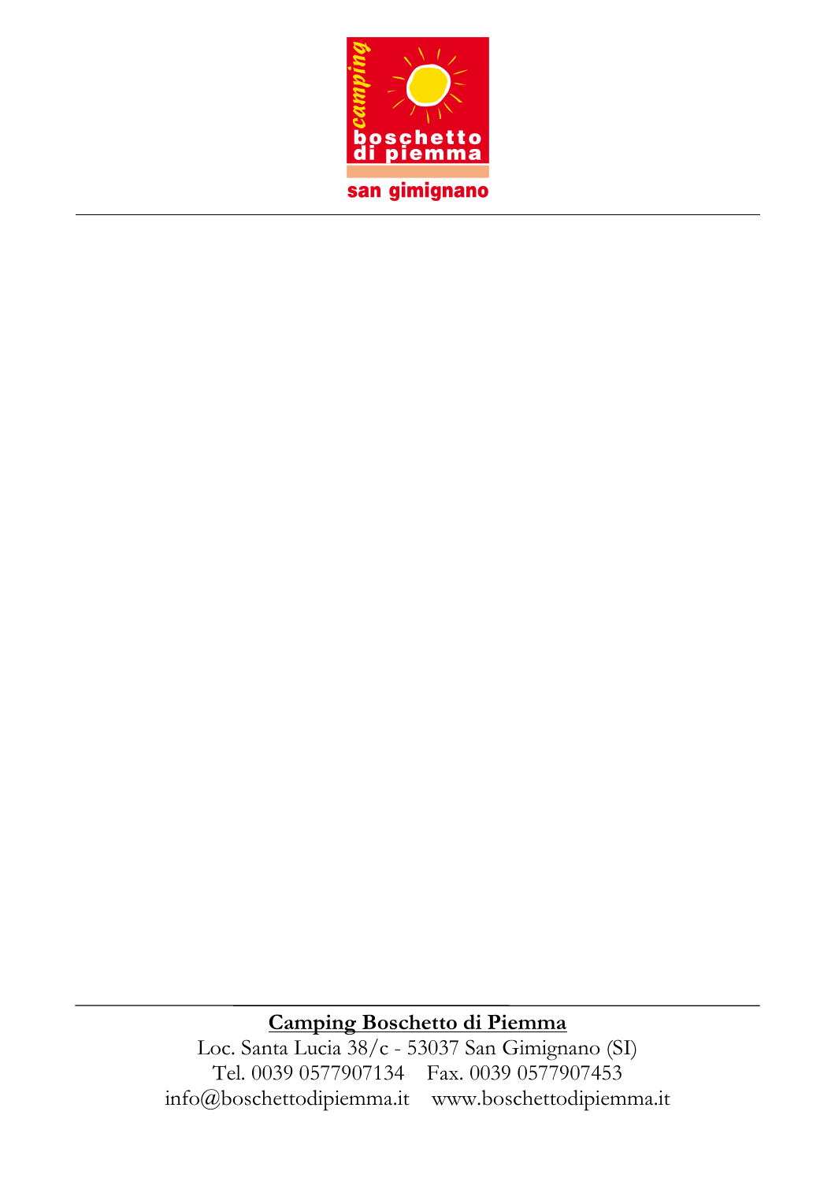camping
boschetto
di piemma
san gimignano

**Camping Boschetto di Piemma**

Loc. Santa Lucia 38/c - 53037 San Gimignano (SI)
Tel. 0039 0577907134 Fax. 0039 0577907453
info@boschettodipiemma.it www.boschettodipiemma.it